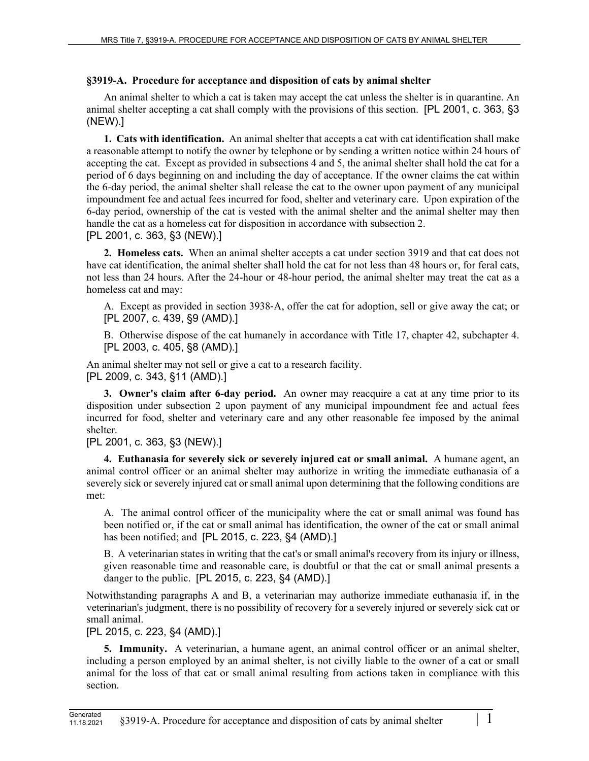## §3919-A. Procedure for acceptance and disposition of cats by animal shelter

An animal shelter to which a cat is taken may accept the cat unless the shelter is in quarantine. An animal shelter accepting a cat shall comply with the provisions of this section. [PL 2001, c. 363, §3 (NEW).]

**1. Cats with identification.** An animal shelter that accepts a cat with cat identification shall make a reasonable attempt to notify the owner by telephone or by sending a written notice within 24 hours of accepting the cat. Except as provided in subsections 4 and 5, the animal shelter shall hold the cat for a period of 6 days beginning on and including the day of acceptance. If the owner claims the cat within the 6-day period, the animal shelter shall release the cat to the owner upon payment of any municipal impoundment fee and actual fees incurred for food, shelter and veterinary care. Upon expiration of the 6-day period, ownership of the cat is vested with the animal shelter and the animal shelter may then handle the cat as a homeless cat for disposition in accordance with subsection 2.
[PL 2001, c. 363, §3 (NEW).]

**2. Homeless cats.** When an animal shelter accepts a cat under section 3919 and that cat does not have cat identification, the animal shelter shall hold the cat for not less than 48 hours or, for feral cats, not less than 24 hours. After the 24-hour or 48-hour period, the animal shelter may treat the cat as a homeless cat and may:

A. Except as provided in section 3938-A, offer the cat for adoption, sell or give away the cat; or [PL 2007, c. 439, §9 (AMD).]

B. Otherwise dispose of the cat humanely in accordance with Title 17, chapter 42, subchapter 4. [PL 2003, c. 405, §8 (AMD).]

An animal shelter may not sell or give a cat to a research facility.
[PL 2009, c. 343, §11 (AMD).]

**3. Owner's claim after 6-day period.** An owner may reacquire a cat at any time prior to its disposition under subsection 2 upon payment of any municipal impoundment fee and actual fees incurred for food, shelter and veterinary care and any other reasonable fee imposed by the animal shelter.
[PL 2001, c. 363, §3 (NEW).]

**4. Euthanasia for severely sick or severely injured cat or small animal.** A humane agent, an animal control officer or an animal shelter may authorize in writing the immediate euthanasia of a severely sick or severely injured cat or small animal upon determining that the following conditions are met:

A. The animal control officer of the municipality where the cat or small animal was found has been notified or, if the cat or small animal has identification, the owner of the cat or small animal has been notified; and [PL 2015, c. 223, §4 (AMD).]

B. A veterinarian states in writing that the cat's or small animal's recovery from its injury or illness, given reasonable time and reasonable care, is doubtful or that the cat or small animal presents a danger to the public. [PL 2015, c. 223, §4 (AMD).]

Notwithstanding paragraphs A and B, a veterinarian may authorize immediate euthanasia if, in the veterinarian's judgment, there is no possibility of recovery for a severely injured or severely sick cat or small animal.
[PL 2015, c. 223, §4 (AMD).]

**5. Immunity.** A veterinarian, a humane agent, an animal control officer or an animal shelter, including a person employed by an animal shelter, is not civilly liable to the owner of a cat or small animal for the loss of that cat or small animal resulting from actions taken in compliance with this section.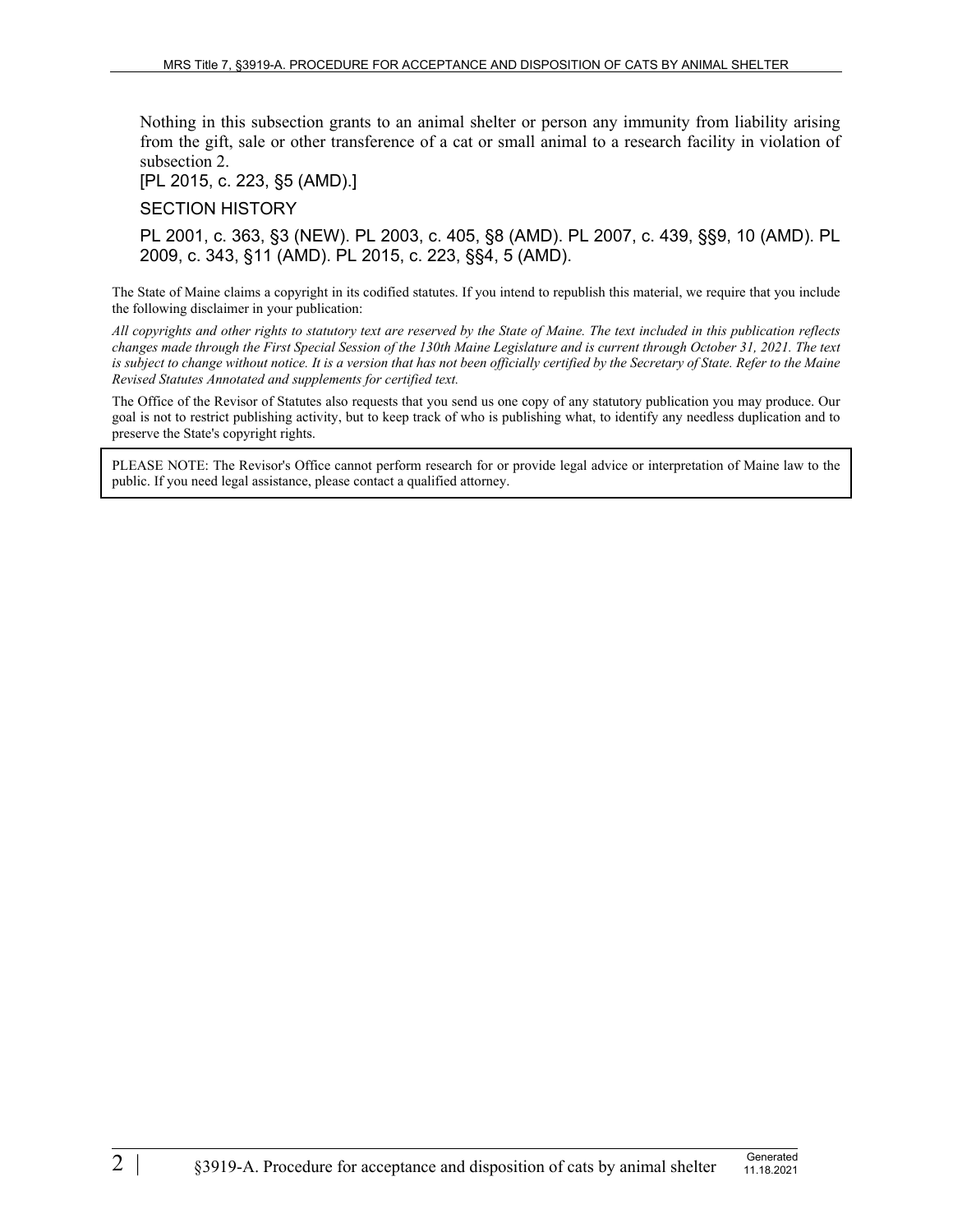Nothing in this subsection grants to an animal shelter or person any immunity from liability arising from the gift, sale or other transference of a cat or small animal to a research facility in violation of subsection 2.

[PL 2015, c. 223, §5 (AMD).]

SECTION HISTORY

PL 2001, c. 363, §3 (NEW). PL 2003, c. 405, §8 (AMD). PL 2007, c. 439, §§9, 10 (AMD). PL 2009, c. 343, §11 (AMD). PL 2015, c. 223, §§4, 5 (AMD).

The State of Maine claims a copyright in its codified statutes. If you intend to republish this material, we require that you include the following disclaimer in your publication:

*All copyrights and other rights to statutory text are reserved by the State of Maine. The text included in this publication reflects changes made through the First Special Session of the 130th Maine Legislature and is current through October 31, 2021. The text is subject to change without notice. It is a version that has not been officially certified by the Secretary of State. Refer to the Maine Revised Statutes Annotated and supplements for certified text.*

The Office of the Revisor of Statutes also requests that you send us one copy of any statutory publication you may produce. Our goal is not to restrict publishing activity, but to keep track of who is publishing what, to identify any needless duplication and to preserve the State's copyright rights.

PLEASE NOTE: The Revisor's Office cannot perform research for or provide legal advice or interpretation of Maine law to the public. If you need legal assistance, please contact a qualified attorney.